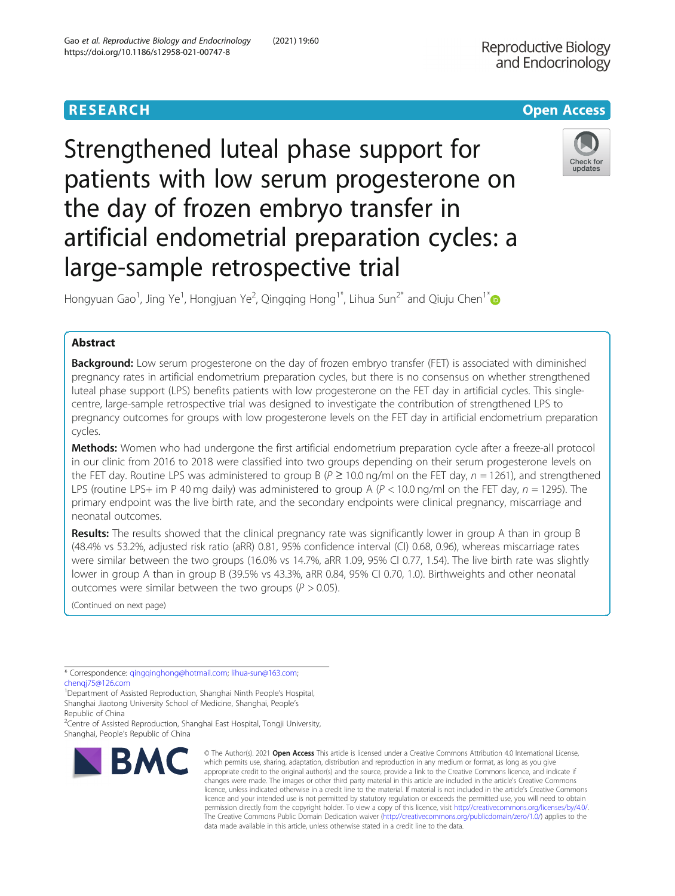RESEARCH | Open Access

# Strengthened luteal phase support for patients with low serum progesterone on the day of frozen embryo transfer in artificial endometrial preparation cycles: a large-sample retrospective trial

Hongyuan Gao[1], Jing Ye[1], Hongjuan Ye[2], Qingqing Hong[1*], Lihua Sun[2*] and Qiuju Chen[1*]

## Abstract

**Background:** Low serum progesterone on the day of frozen embryo transfer (FET) is associated with diminished pregnancy rates in artificial endometrium preparation cycles, but there is no consensus on whether strengthened luteal phase support (LPS) benefits patients with low progesterone on the FET day in artificial cycles. This single-centre, large-sample retrospective trial was designed to investigate the contribution of strengthened LPS to pregnancy outcomes for groups with low progesterone levels on the FET day in artificial endometrium preparation cycles.

**Methods:** Women who had undergone the first artificial endometrium preparation cycle after a freeze-all protocol in our clinic from 2016 to 2018 were classified into two groups depending on their serum progesterone levels on the FET day. Routine LPS was administered to group B ($P \geq 10.0$ ng/ml on the FET day, $n = 1261$), and strengthened LPS (routine LPS+ im P 40 mg daily) was administered to group A ($P < 10.0$ ng/ml on the FET day, $n = 1295$). The primary endpoint was the live birth rate, and the secondary endpoints were clinical pregnancy, miscarriage and neonatal outcomes.

**Results:** The results showed that the clinical pregnancy rate was significantly lower in group A than in group B (48.4% vs 53.2%, adjusted risk ratio (aRR) 0.81, 95% confidence interval (CI) 0.68, 0.96), whereas miscarriage rates were similar between the two groups (16.0% vs 14.7%, aRR 1.09, 95% CI 0.77, 1.54). The live birth rate was slightly lower in group A than in group B (39.5% vs 43.3%, aRR 0.84, 95% CI 0.70, 1.0). Birthweights and other neonatal outcomes were similar between the two groups ($P > 0.05$).

(Continued on next page)

\* Correspondence: qingqinghong@hotmail.com; lihua-sun@163.com; chenqj75@126.com

[1]Department of Assisted Reproduction, Shanghai Ninth People's Hospital, Shanghai Jiaotong University School of Medicine, Shanghai, People's Republic of China

[2]Centre of Assisted Reproduction, Shanghai East Hospital, Tongji University, Shanghai, People's Republic of China

© The Author(s). 2021 **Open Access** This article is licensed under a Creative Commons Attribution 4.0 International License, which permits use, sharing, adaptation, distribution and reproduction in any medium or format, as long as you give appropriate credit to the original author(s) and the source, provide a link to the Creative Commons licence, and indicate if changes were made. The images or other third party material in this article are included in the article's Creative Commons licence, unless indicated otherwise in a credit line to the material. If material is not included in the article's Creative Commons licence and your intended use is not permitted by statutory regulation or exceeds the permitted use, you will need to obtain permission directly from the copyright holder. To view a copy of this licence, visit http://creativecommons.org/licenses/by/4.0/. The Creative Commons Public Domain Dedication waiver (http://creativecommons.org/publicdomain/zero/1.0/) applies to the data made available in this article, unless otherwise stated in a credit line to the data.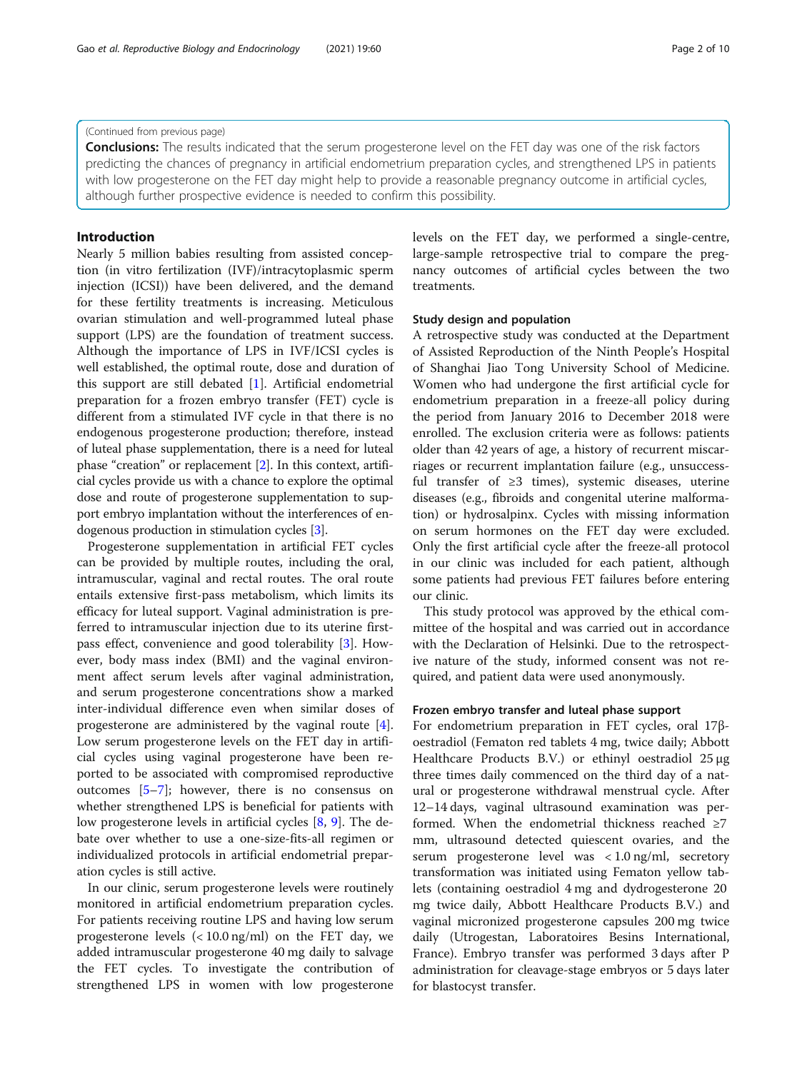(Continued from previous page)

**Conclusions:** The results indicated that the serum progesterone level on the FET day was one of the risk factors predicting the chances of pregnancy in artificial endometrium preparation cycles, and strengthened LPS in patients with low progesterone on the FET day might help to provide a reasonable pregnancy outcome in artificial cycles, although further prospective evidence is needed to confirm this possibility.

## Introduction

Nearly 5 million babies resulting from assisted conception (in vitro fertilization (IVF)/intracytoplasmic sperm injection (ICSI)) have been delivered, and the demand for these fertility treatments is increasing. Meticulous ovarian stimulation and well-programmed luteal phase support (LPS) are the foundation of treatment success. Although the importance of LPS in IVF/ICSI cycles is well established, the optimal route, dose and duration of this support are still debated [1]. Artificial endometrial preparation for a frozen embryo transfer (FET) cycle is different from a stimulated IVF cycle in that there is no endogenous progesterone production; therefore, instead of luteal phase supplementation, there is a need for luteal phase "creation" or replacement [2]. In this context, artificial cycles provide us with a chance to explore the optimal dose and route of progesterone supplementation to support embryo implantation without the interferences of endogenous production in stimulation cycles [3].

Progesterone supplementation in artificial FET cycles can be provided by multiple routes, including the oral, intramuscular, vaginal and rectal routes. The oral route entails extensive first-pass metabolism, which limits its efficacy for luteal support. Vaginal administration is preferred to intramuscular injection due to its uterine first-pass effect, convenience and good tolerability [3]. However, body mass index (BMI) and the vaginal environment affect serum levels after vaginal administration, and serum progesterone concentrations show a marked inter-individual difference even when similar doses of progesterone are administered by the vaginal route [4]. Low serum progesterone levels on the FET day in artificial cycles using vaginal progesterone have been reported to be associated with compromised reproductive outcomes [5–7]; however, there is no consensus on whether strengthened LPS is beneficial for patients with low progesterone levels in artificial cycles [8, 9]. The debate over whether to use a one-size-fits-all regimen or individualized protocols in artificial endometrial preparation cycles is still active.

In our clinic, serum progesterone levels were routinely monitored in artificial endometrium preparation cycles. For patients receiving routine LPS and having low serum progesterone levels (< 10.0 ng/ml) on the FET day, we added intramuscular progesterone 40 mg daily to salvage the FET cycles. To investigate the contribution of strengthened LPS in women with low progesterone levels on the FET day, we performed a single-centre, large-sample retrospective trial to compare the pregnancy outcomes of artificial cycles between the two treatments.

### Study design and population

A retrospective study was conducted at the Department of Assisted Reproduction of the Ninth People's Hospital of Shanghai Jiao Tong University School of Medicine. Women who had undergone the first artificial cycle for endometrium preparation in a freeze-all policy during the period from January 2016 to December 2018 were enrolled. The exclusion criteria were as follows: patients older than 42 years of age, a history of recurrent miscarriages or recurrent implantation failure (e.g., unsuccessful transfer of ≥3 times), systemic diseases, uterine diseases (e.g., fibroids and congenital uterine malformation) or hydrosalpinx. Cycles with missing information on serum hormones on the FET day were excluded. Only the first artificial cycle after the freeze-all protocol in our clinic was included for each patient, although some patients had previous FET failures before entering our clinic.

This study protocol was approved by the ethical committee of the hospital and was carried out in accordance with the Declaration of Helsinki. Due to the retrospective nature of the study, informed consent was not required, and patient data were used anonymously.

### Frozen embryo transfer and luteal phase support

For endometrium preparation in FET cycles, oral 17β-oestradiol (Fematon red tablets 4 mg, twice daily; Abbott Healthcare Products B.V.) or ethinyl oestradiol 25 μg three times daily commenced on the third day of a natural or progesterone withdrawal menstrual cycle. After 12–14 days, vaginal ultrasound examination was performed. When the endometrial thickness reached ≥7 mm, ultrasound detected quiescent ovaries, and the serum progesterone level was < 1.0 ng/ml, secretory transformation was initiated using Fematon yellow tablets (containing oestradiol 4 mg and dydrogesterone 20 mg twice daily, Abbott Healthcare Products B.V.) and vaginal micronized progesterone capsules 200 mg twice daily (Utrogestan, Laboratoires Besins International, France). Embryo transfer was performed 3 days after P administration for cleavage-stage embryos or 5 days later for blastocyst transfer.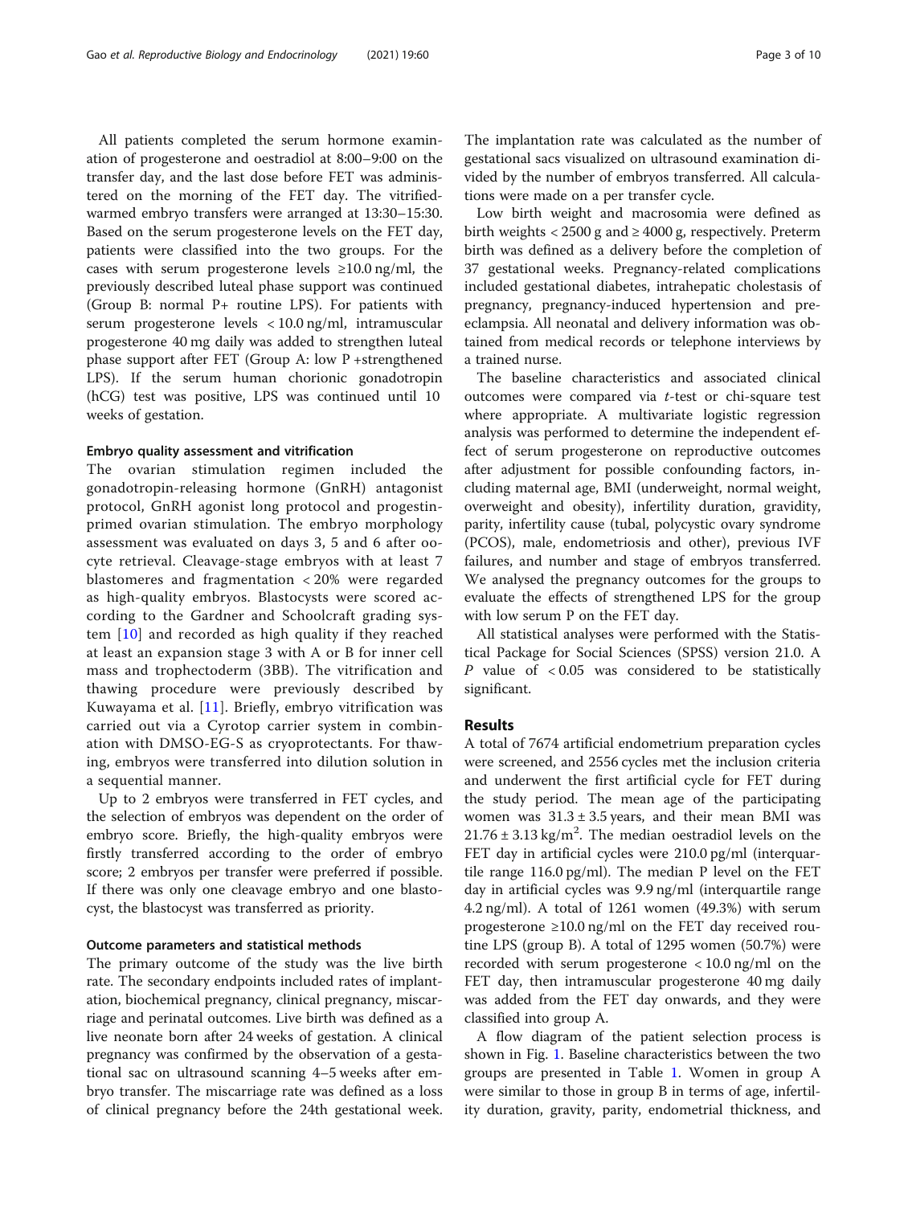All patients completed the serum hormone examination of progesterone and oestradiol at 8:00–9:00 on the transfer day, and the last dose before FET was administered on the morning of the FET day. The vitrified-warmed embryo transfers were arranged at 13:30–15:30. Based on the serum progesterone levels on the FET day, patients were classified into the two groups. For the cases with serum progesterone levels ≥10.0 ng/ml, the previously described luteal phase support was continued (Group B: normal P+ routine LPS). For patients with serum progesterone levels < 10.0 ng/ml, intramuscular progesterone 40 mg daily was added to strengthen luteal phase support after FET (Group A: low P +strengthened LPS). If the serum human chorionic gonadotropin (hCG) test was positive, LPS was continued until 10 weeks of gestation.

### Embryo quality assessment and vitrification

The ovarian stimulation regimen included the gonadotropin-releasing hormone (GnRH) antagonist protocol, GnRH agonist long protocol and progestin-primed ovarian stimulation. The embryo morphology assessment was evaluated on days 3, 5 and 6 after oocyte retrieval. Cleavage-stage embryos with at least 7 blastomeres and fragmentation < 20% were regarded as high-quality embryos. Blastocysts were scored according to the Gardner and Schoolcraft grading system [10] and recorded as high quality if they reached at least an expansion stage 3 with A or B for inner cell mass and trophectoderm (3BB). The vitrification and thawing procedure were previously described by Kuwayama et al. [11]. Briefly, embryo vitrification was carried out via a Cyrotop carrier system in combination with DMSO-EG-S as cryoprotectants. For thawing, embryos were transferred into dilution solution in a sequential manner.

Up to 2 embryos were transferred in FET cycles, and the selection of embryos was dependent on the order of embryo score. Briefly, the high-quality embryos were firstly transferred according to the order of embryo score; 2 embryos per transfer were preferred if possible. If there was only one cleavage embryo and one blastocyst, the blastocyst was transferred as priority.

### Outcome parameters and statistical methods

The primary outcome of the study was the live birth rate. The secondary endpoints included rates of implantation, biochemical pregnancy, clinical pregnancy, miscarriage and perinatal outcomes. Live birth was defined as a live neonate born after 24 weeks of gestation. A clinical pregnancy was confirmed by the observation of a gestational sac on ultrasound scanning 4–5 weeks after embryo transfer. The miscarriage rate was defined as a loss of clinical pregnancy before the 24th gestational week. The implantation rate was calculated as the number of gestational sacs visualized on ultrasound examination divided by the number of embryos transferred. All calculations were made on a per transfer cycle.

Low birth weight and macrosomia were defined as birth weights < 2500 g and ≥ 4000 g, respectively. Preterm birth was defined as a delivery before the completion of 37 gestational weeks. Pregnancy-related complications included gestational diabetes, intrahepatic cholestasis of pregnancy, pregnancy-induced hypertension and pre-eclampsia. All neonatal and delivery information was obtained from medical records or telephone interviews by a trained nurse.

The baseline characteristics and associated clinical outcomes were compared via *t*-test or chi-square test where appropriate. A multivariate logistic regression analysis was performed to determine the independent effect of serum progesterone on reproductive outcomes after adjustment for possible confounding factors, including maternal age, BMI (underweight, normal weight, overweight and obesity), infertility duration, gravidity, parity, infertility cause (tubal, polycystic ovary syndrome (PCOS), male, endometriosis and other), previous IVF failures, and number and stage of embryos transferred. We analysed the pregnancy outcomes for the groups to evaluate the effects of strengthened LPS for the group with low serum P on the FET day.

All statistical analyses were performed with the Statistical Package for Social Sciences (SPSS) version 21.0. A $P$ value of $< 0.05$ was considered to be statistically significant.

## Results

A total of 7674 artificial endometrium preparation cycles were screened, and 2556 cycles met the inclusion criteria and underwent the first artificial cycle for FET during the study period. The mean age of the participating women was 31.3 ± 3.5 years, and their mean BMI was 21.76 ± 3.13 kg/m$^2$. The median oestradiol levels on the FET day in artificial cycles were 210.0 pg/ml (interquartile range 116.0 pg/ml). The median P level on the FET day in artificial cycles was 9.9 ng/ml (interquartile range 4.2 ng/ml). A total of 1261 women (49.3%) with serum progesterone ≥10.0 ng/ml on the FET day received routine LPS (group B). A total of 1295 women (50.7%) were recorded with serum progesterone < 10.0 ng/ml on the FET day, then intramuscular progesterone 40 mg daily was added from the FET day onwards, and they were classified into group A.

A flow diagram of the patient selection process is shown in Fig. 1. Baseline characteristics between the two groups are presented in Table 1. Women in group A were similar to those in group B in terms of age, infertility duration, gravity, parity, endometrial thickness, and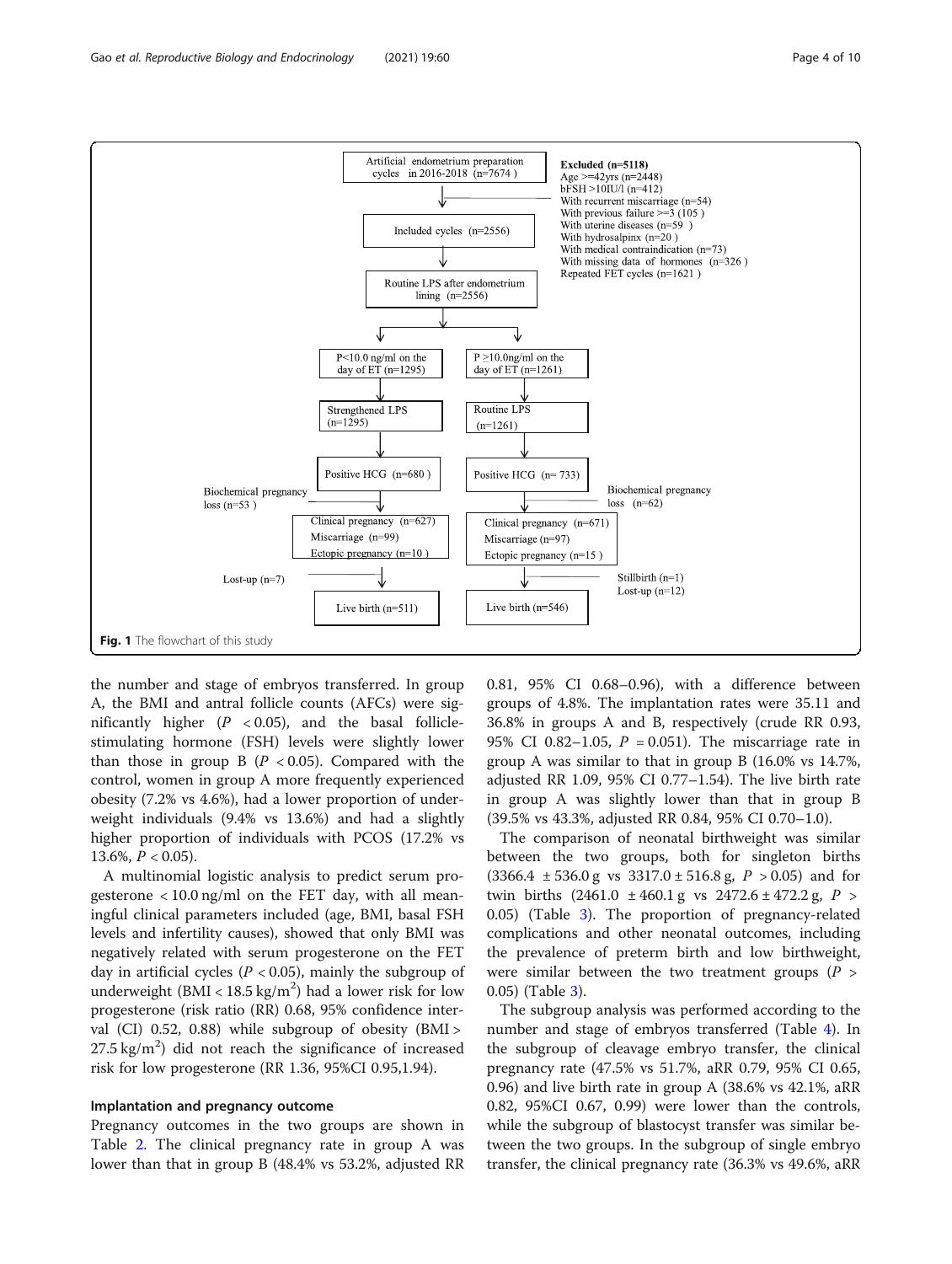Fig. 1 The flowchart of this study

the number and stage of embryos transferred. In group A, the BMI and antral follicle counts (AFCs) were significantly higher ($P < 0.05$), and the basal follicle-stimulating hormone (FSH) levels were slightly lower than those in group B ($P < 0.05$). Compared with the control, women in group A more frequently experienced obesity (7.2% vs 4.6%), had a lower proportion of underweight individuals (9.4% vs 13.6%) and had a slightly higher proportion of individuals with PCOS (17.2% vs 13.6%, $P < 0.05$).

A multinomial logistic analysis to predict serum progesterone < 10.0 ng/ml on the FET day, with all meaningful clinical parameters included (age, BMI, basal FSH levels and infertility causes), showed that only BMI was negatively related with serum progesterone on the FET day in artificial cycles ($P < 0.05$), mainly the subgroup of underweight (BMI < 18.5 kg/m$^2$) had a lower risk for low progesterone (risk ratio (RR) 0.68, 95% confidence interval (CI) 0.52, 0.88) while subgroup of obesity (BMI > 27.5 kg/m$^2$) did not reach the significance of increased risk for low progesterone (RR 1.36, 95%CI 0.95,1.94).

### Implantation and pregnancy outcome

Pregnancy outcomes in the two groups are shown in Table 2. The clinical pregnancy rate in group A was lower than that in group B (48.4% vs 53.2%, adjusted RR 0.81, 95% CI 0.68–0.96), with a difference between groups of 4.8%. The implantation rates were 35.11 and 36.8% in groups A and B, respectively (crude RR 0.93, 95% CI 0.82–1.05, $P = 0.051$). The miscarriage rate in group A was similar to that in group B (16.0% vs 14.7%, adjusted RR 1.09, 95% CI 0.77–1.54). The live birth rate in group A was slightly lower than that in group B (39.5% vs 43.3%, adjusted RR 0.84, 95% CI 0.70–1.0).

The comparison of neonatal birthweight was similar between the two groups, both for singleton births (3366.4 ± 536.0 g vs 3317.0 ± 516.8 g, $P > 0.05$) and for twin births (2461.0 ± 460.1 g vs 2472.6 ± 472.2 g, $P > 0.05$) (Table 3). The proportion of pregnancy-related complications and other neonatal outcomes, including the prevalence of preterm birth and low birthweight, were similar between the two treatment groups ($P > 0.05$) (Table 3).

The subgroup analysis was performed according to the number and stage of embryos transferred (Table 4). In the subgroup of cleavage embryo transfer, the clinical pregnancy rate (47.5% vs 51.7%, aRR 0.79, 95% CI 0.65, 0.96) and live birth rate in group A (38.6% vs 42.1%, aRR 0.82, 95%CI 0.67, 0.99) were lower than the controls, while the subgroup of blastocyst transfer was similar between the two groups. In the subgroup of single embryo transfer, the clinical pregnancy rate (36.3% vs 49.6%, aRR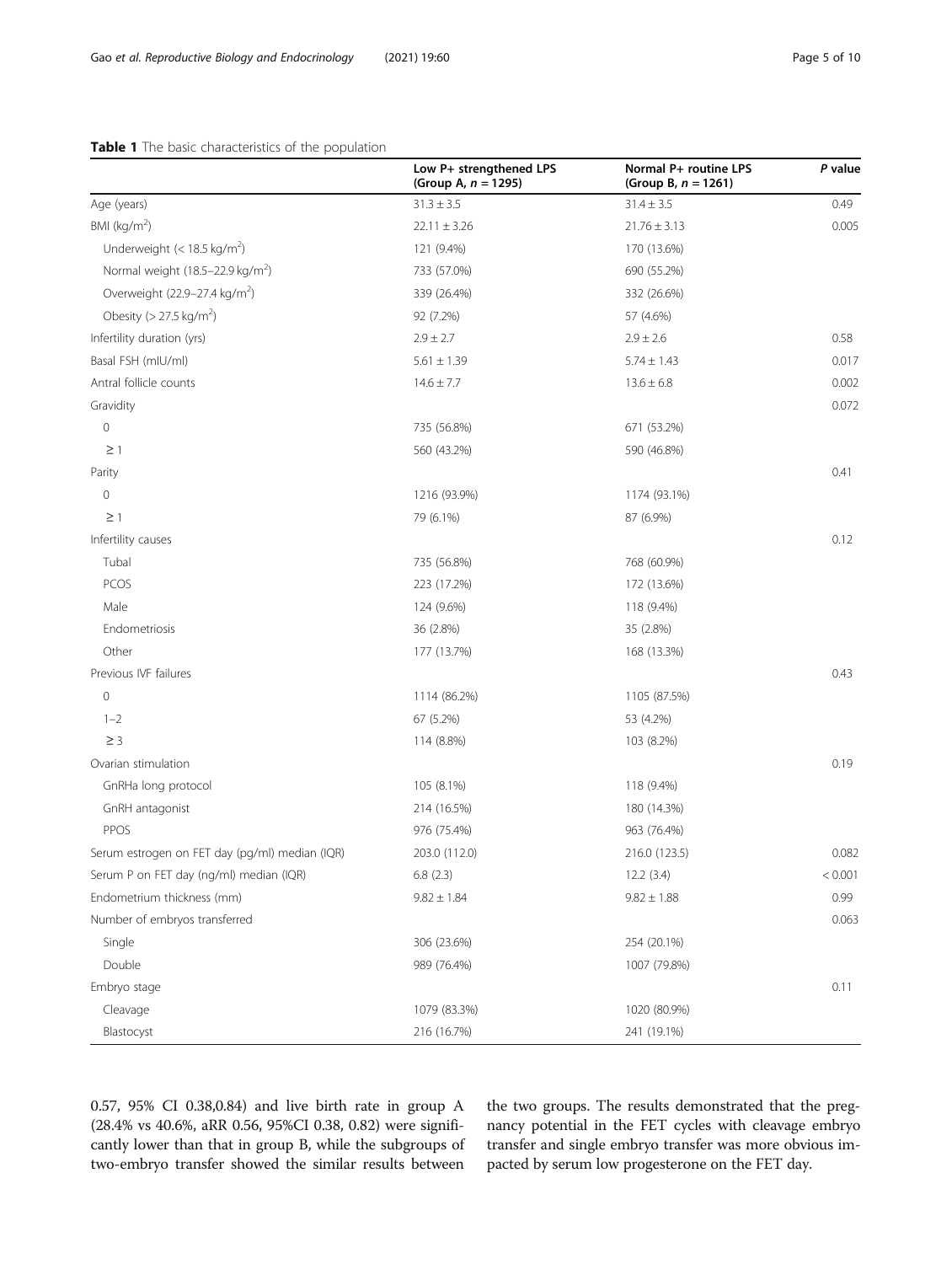**Table 1** The basic characteristics of the population

| | Low P+ strengthened LPS (Group A, *n* = 1295) | Normal P+ routine LPS (Group B, *n* = 1261) | *P* value |
|---|---|---|---|
| Age (years) | 31.3 ± 3.5 | 31.4 ± 3.5 | 0.49 |
| BMI (kg/m$^2$) | 22.11 ± 3.26 | 21.76 ± 3.13 | 0.005 |
| Underweight (< 18.5 kg/m$^2$) | 121 (9.4%) | 170 (13.6%) | |
| Normal weight (18.5–22.9 kg/m$^2$) | 733 (57.0%) | 690 (55.2%) | |
| Overweight (22.9–27.4 kg/m$^2$) | 339 (26.4%) | 332 (26.6%) | |
| Obesity (> 27.5 kg/m$^2$) | 92 (7.2%) | 57 (4.6%) | |
| Infertility duration (yrs) | 2.9 ± 2.7 | 2.9 ± 2.6 | 0.58 |
| Basal FSH (mIU/ml) | 5.61 ± 1.39 | 5.74 ± 1.43 | 0.017 |
| Antral follicle counts | 14.6 ± 7.7 | 13.6 ± 6.8 | 0.002 |
| Gravidity | | | 0.072 |
| 0 | 735 (56.8%) | 671 (53.2%) | |
| ≥ 1 | 560 (43.2%) | 590 (46.8%) | |
| Parity | | | 0.41 |
| 0 | 1216 (93.9%) | 1174 (93.1%) | |
| ≥ 1 | 79 (6.1%) | 87 (6.9%) | |
| Infertility causes | | | 0.12 |
| Tubal | 735 (56.8%) | 768 (60.9%) | |
| PCOS | 223 (17.2%) | 172 (13.6%) | |
| Male | 124 (9.6%) | 118 (9.4%) | |
| Endometriosis | 36 (2.8%) | 35 (2.8%) | |
| Other | 177 (13.7%) | 168 (13.3%) | |
| Previous IVF failures | | | 0.43 |
| 0 | 1114 (86.2%) | 1105 (87.5%) | |
| 1–2 | 67 (5.2%) | 53 (4.2%) | |
| ≥ 3 | 114 (8.8%) | 103 (8.2%) | |
| Ovarian stimulation | | | 0.19 |
| GnRHa long protocol | 105 (8.1%) | 118 (9.4%) | |
| GnRH antagonist | 214 (16.5%) | 180 (14.3%) | |
| PPOS | 976 (75.4%) | 963 (76.4%) | |
| Serum estrogen on FET day (pg/ml) median (IQR) | 203.0 (112.0) | 216.0 (123.5) | 0.082 |
| Serum P on FET day (ng/ml) median (IQR) | 6.8 (2.3) | 12.2 (3.4) | < 0.001 |
| Endometrium thickness (mm) | 9.82 ± 1.84 | 9.82 ± 1.88 | 0.99 |
| Number of embryos transferred | | | 0.063 |
| Single | 306 (23.6%) | 254 (20.1%) | |
| Double | 989 (76.4%) | 1007 (79.8%) | |
| Embryo stage | | | 0.11 |
| Cleavage | 1079 (83.3%) | 1020 (80.9%) | |
| Blastocyst | 216 (16.7%) | 241 (19.1%) | |

0.57, 95% CI 0.38,0.84) and live birth rate in group A (28.4% vs 40.6%, aRR 0.56, 95%CI 0.38, 0.82) were significantly lower than that in group B, while the subgroups of two-embryo transfer showed the similar results between the two groups. The results demonstrated that the pregnancy potential in the FET cycles with cleavage embryo transfer and single embryo transfer was more obvious impacted by serum low progesterone on the FET day.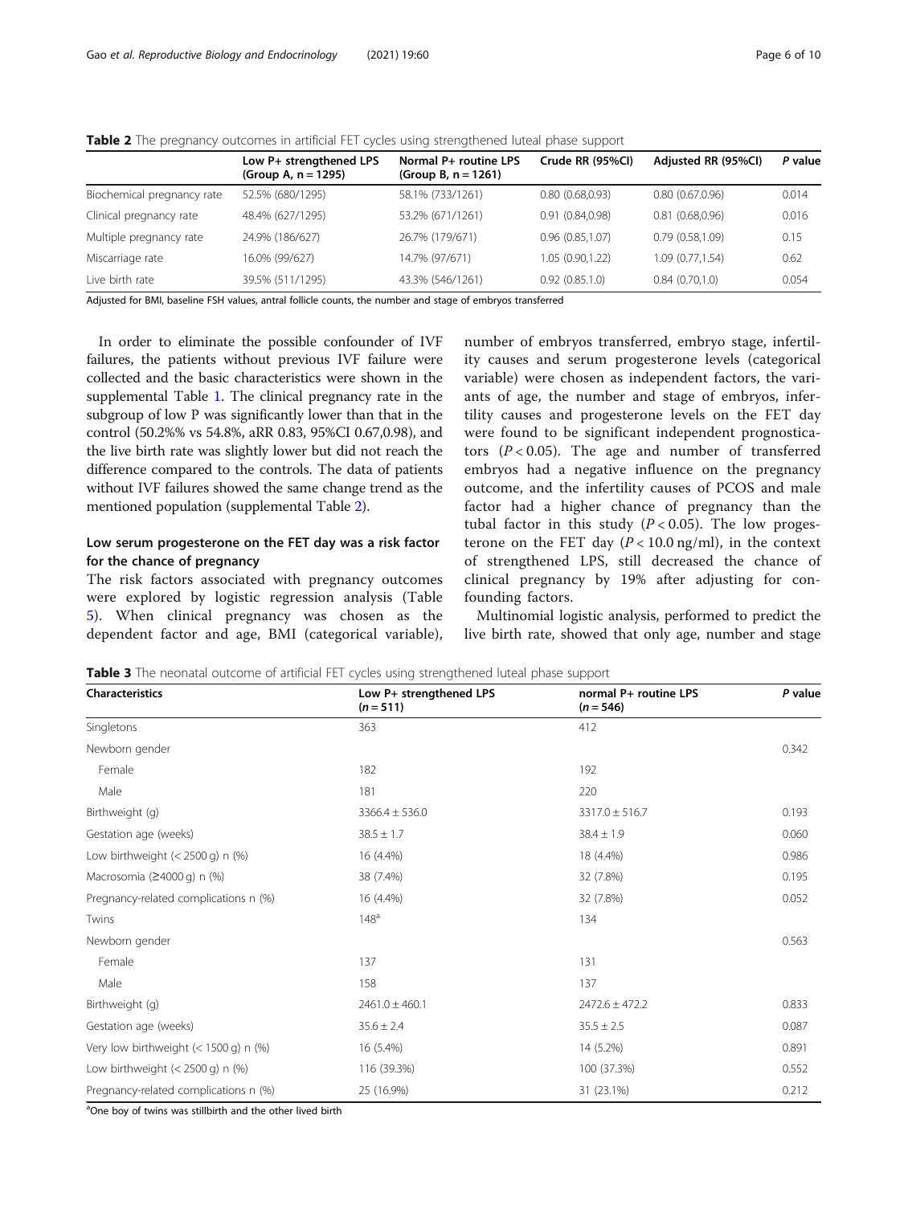**Table 2** The pregnancy outcomes in artificial FET cycles using strengthened luteal phase support

| | Low P+ strengthened LPS (Group A, n = 1295) | Normal P+ routine LPS (Group B, n = 1261) | Crude RR (95%CI) | Adjusted RR (95%CI) | P value |
|---|---|---|---|---|---|
| Biochemical pregnancy rate | 52.5% (680/1295) | 58.1% (733/1261) | 0.80 (0.68,0.93) | 0.80 (0.67.0.96) | 0.014 |
| Clinical pregnancy rate | 48.4% (627/1295) | 53.2% (671/1261) | 0.91 (0.84,0.98) | 0.81 (0.68,0.96) | 0.016 |
| Multiple pregnancy rate | 24.9% (186/627) | 26.7% (179/671) | 0.96 (0.85,1.07) | 0.79 (0.58,1.09) | 0.15 |
| Miscarriage rate | 16.0% (99/627) | 14.7% (97/671) | 1.05 (0.90,1.22) | 1.09 (0.77,1.54) | 0.62 |
| Live birth rate | 39.5% (511/1295) | 43.3% (546/1261) | 0.92 (0.85.1.0) | 0.84 (0.70,1.0) | 0.054 |

Adjusted for BMI, baseline FSH values, antral follicle counts, the number and stage of embryos transferred

In order to eliminate the possible confounder of IVF failures, the patients without previous IVF failure were collected and the basic characteristics were shown in the supplemental Table 1. The clinical pregnancy rate in the subgroup of low P was significantly lower than that in the control (50.2%% vs 54.8%, aRR 0.83, 95%CI 0.67,0.98), and the live birth rate was slightly lower but did not reach the difference compared to the controls. The data of patients without IVF failures showed the same change trend as the mentioned population (supplemental Table 2).

## Low serum progesterone on the FET day was a risk factor for the chance of pregnancy

The risk factors associated with pregnancy outcomes were explored by logistic regression analysis (Table 5). When clinical pregnancy was chosen as the dependent factor and age, BMI (categorical variable), number of embryos transferred, embryo stage, infertility causes and serum progesterone levels (categorical variable) were chosen as independent factors, the variants of age, the number and stage of embryos, infertility causes and progesterone levels on the FET day were found to be significant independent prognosticators ($P < 0.05$). The age and number of transferred embryos had a negative influence on the pregnancy outcome, and the infertility causes of PCOS and male factor had a higher chance of pregnancy than the tubal factor in this study ($P < 0.05$). The low progesterone on the FET day ($P < 10.0$ ng/ml), in the context of strengthened LPS, still decreased the chance of clinical pregnancy by 19% after adjusting for confounding factors.

Multinomial logistic analysis, performed to predict the live birth rate, showed that only age, number and stage

**Table 3** The neonatal outcome of artificial FET cycles using strengthened luteal phase support

| Characteristics | Low P+ strengthened LPS (n = 511) | normal P+ routine LPS (n = 546) | P value |
|---|---|---|---|
| Singletons | 363 | 412 | |
| Newborn gender | | | 0.342 |
| Female | 182 | 192 | |
| Male | 181 | 220 | |
| Birthweight (g) | 3366.4 ± 536.0 | 3317.0 ± 516.7 | 0.193 |
| Gestation age (weeks) | 38.5 ± 1.7 | 38.4 ± 1.9 | 0.060 |
| Low birthweight (< 2500 g) n (%) | 16 (4.4%) | 18 (4.4%) | 0.986 |
| Macrosomia (≥4000 g) n (%) | 38 (7.4%) | 32 (7.8%) | 0.195 |
| Pregnancy-related complications n (%) | 16 (4.4%) | 32 (7.8%) | 0.052 |
| Twins | 148[a] | 134 | |
| Newborn gender | | | 0.563 |
| Female | 137 | 131 | |
| Male | 158 | 137 | |
| Birthweight (g) | 2461.0 ± 460.1 | 2472.6 ± 472.2 | 0.833 |
| Gestation age (weeks) | 35.6 ± 2.4 | 35.5 ± 2.5 | 0.087 |
| Very low birthweight (< 1500 g) n (%) | 16 (5.4%) | 14 (5.2%) | 0.891 |
| Low birthweight (< 2500 g) n (%) | 116 (39.3%) | 100 (37.3%) | 0.552 |
| Pregnancy-related complications n (%) | 25 (16.9%) | 31 (23.1%) | 0.212 |

[a]One boy of twins was stillbirth and the other lived birth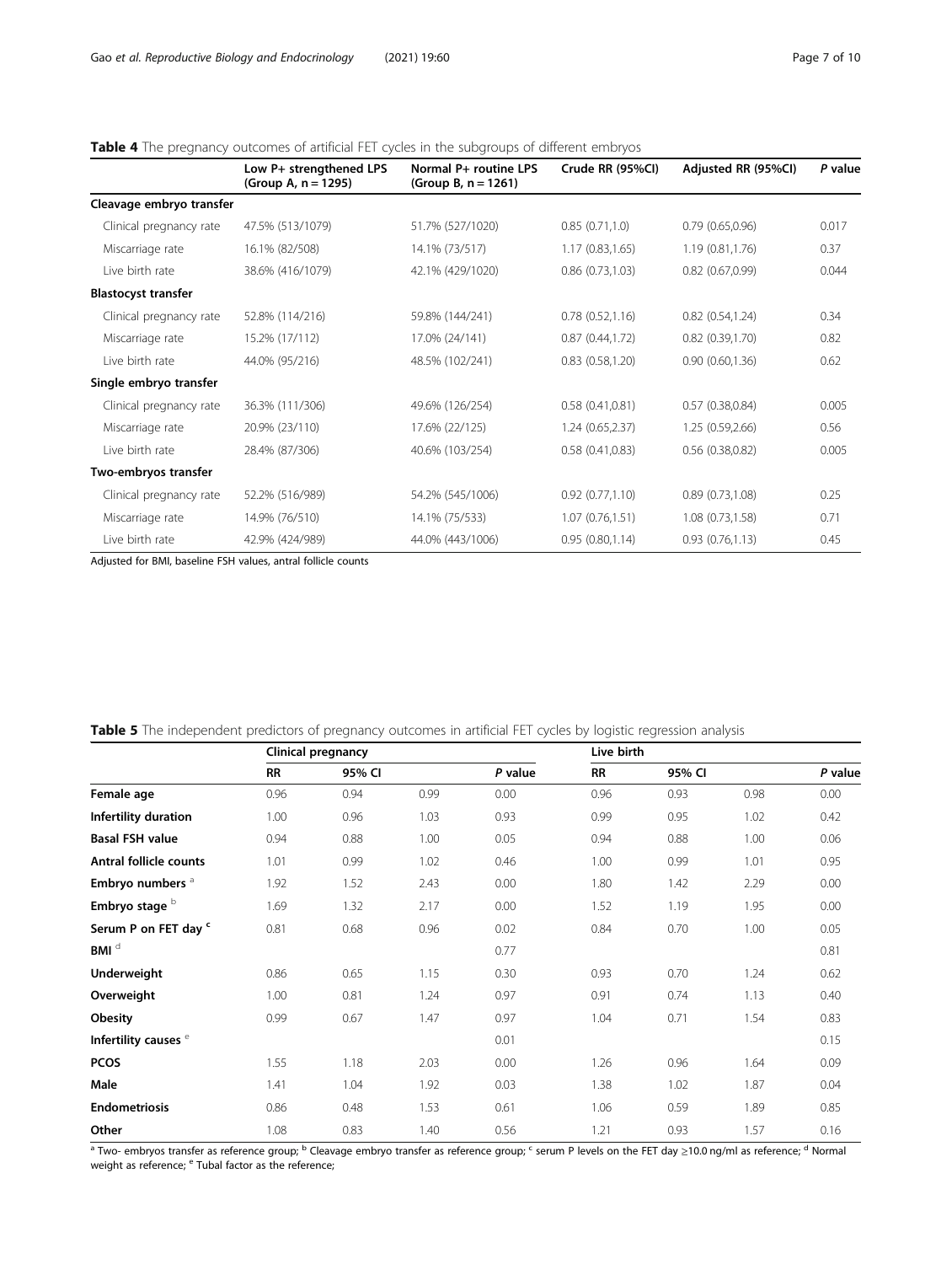**Table 4** The pregnancy outcomes of artificial FET cycles in the subgroups of different embryos

| | Low P+ strengthened LPS (Group A, n = 1295) | Normal P+ routine LPS (Group B, n = 1261) | Crude RR (95%CI) | Adjusted RR (95%CI) | *P* value |
|---|---|---|---|---|---|
| **Cleavage embryo transfer** | | | | | |
| Clinical pregnancy rate | 47.5% (513/1079) | 51.7% (527/1020) | 0.85 (0.71,1.0) | 0.79 (0.65,0.96) | 0.017 |
| Miscarriage rate | 16.1% (82/508) | 14.1% (73/517) | 1.17 (0.83,1.65) | 1.19 (0.81,1.76) | 0.37 |
| Live birth rate | 38.6% (416/1079) | 42.1% (429/1020) | 0.86 (0.73,1.03) | 0.82 (0.67,0.99) | 0.044 |
| **Blastocyst transfer** | | | | | |
| Clinical pregnancy rate | 52.8% (114/216) | 59.8% (144/241) | 0.78 (0.52,1.16) | 0.82 (0.54,1.24) | 0.34 |
| Miscarriage rate | 15.2% (17/112) | 17.0% (24/141) | 0.87 (0.44,1.72) | 0.82 (0.39,1.70) | 0.82 |
| Live birth rate | 44.0% (95/216) | 48.5% (102/241) | 0.83 (0.58,1.20) | 0.90 (0.60,1.36) | 0.62 |
| **Single embryo transfer** | | | | | |
| Clinical pregnancy rate | 36.3% (111/306) | 49.6% (126/254) | 0.58 (0.41,0.81) | 0.57 (0.38,0.84) | 0.005 |
| Miscarriage rate | 20.9% (23/110) | 17.6% (22/125) | 1.24 (0.65,2.37) | 1.25 (0.59,2.66) | 0.56 |
| Live birth rate | 28.4% (87/306) | 40.6% (103/254) | 0.58 (0.41,0.83) | 0.56 (0.38,0.82) | 0.005 |
| **Two-embryos transfer** | | | | | |
| Clinical pregnancy rate | 52.2% (516/989) | 54.2% (545/1006) | 0.92 (0.77,1.10) | 0.89 (0.73,1.08) | 0.25 |
| Miscarriage rate | 14.9% (76/510) | 14.1% (75/533) | 1.07 (0.76,1.51) | 1.08 (0.73,1.58) | 0.71 |
| Live birth rate | 42.9% (424/989) | 44.0% (443/1006) | 0.95 (0.80,1.14) | 0.93 (0.76,1.13) | 0.45 |

Adjusted for BMI, baseline FSH values, antral follicle counts

**Table 5** The independent predictors of pregnancy outcomes in artificial FET cycles by logistic regression analysis

| | Clinical pregnancy | | | | Live birth | | | |
|---|---|---|---|---|---|---|---|---|
| | RR | 95% CI | | *P* value | RR | 95% CI | | *P* value |
| **Female age** | 0.96 | 0.94 | 0.99 | 0.00 | 0.96 | 0.93 | 0.98 | 0.00 |
| **Infertility duration** | 1.00 | 0.96 | 1.03 | 0.93 | 0.99 | 0.95 | 1.02 | 0.42 |
| **Basal FSH value** | 0.94 | 0.88 | 1.00 | 0.05 | 0.94 | 0.88 | 1.00 | 0.06 |
| **Antral follicle counts** | 1.01 | 0.99 | 1.02 | 0.46 | 1.00 | 0.99 | 1.01 | 0.95 |
| **Embryo numbers** [a] | 1.92 | 1.52 | 2.43 | 0.00 | 1.80 | 1.42 | 2.29 | 0.00 |
| **Embryo stage** [b] | 1.69 | 1.32 | 2.17 | 0.00 | 1.52 | 1.19 | 1.95 | 0.00 |
| **Serum P on FET day** [c] | 0.81 | 0.68 | 0.96 | 0.02 | 0.84 | 0.70 | 1.00 | 0.05 |
| **BMI** [d] | | | | 0.77 | | | | 0.81 |
| **Underweight** | 0.86 | 0.65 | 1.15 | 0.30 | 0.93 | 0.70 | 1.24 | 0.62 |
| **Overweight** | 1.00 | 0.81 | 1.24 | 0.97 | 0.91 | 0.74 | 1.13 | 0.40 |
| **Obesity** | 0.99 | 0.67 | 1.47 | 0.97 | 1.04 | 0.71 | 1.54 | 0.83 |
| **Infertility causes** [e] | | | | 0.01 | | | | 0.15 |
| **PCOS** | 1.55 | 1.18 | 2.03 | 0.00 | 1.26 | 0.96 | 1.64 | 0.09 |
| **Male** | 1.41 | 1.04 | 1.92 | 0.03 | 1.38 | 1.02 | 1.87 | 0.04 |
| **Endometriosis** | 0.86 | 0.48 | 1.53 | 0.61 | 1.06 | 0.59 | 1.89 | 0.85 |
| **Other** | 1.08 | 0.83 | 1.40 | 0.56 | 1.21 | 0.93 | 1.57 | 0.16 |

[a] Two- embryos transfer as reference group; [b] Cleavage embryo transfer as reference group; [c] serum P levels on the FET day ≥10.0 ng/ml as reference; [d] Normal weight as reference; [e] Tubal factor as the reference;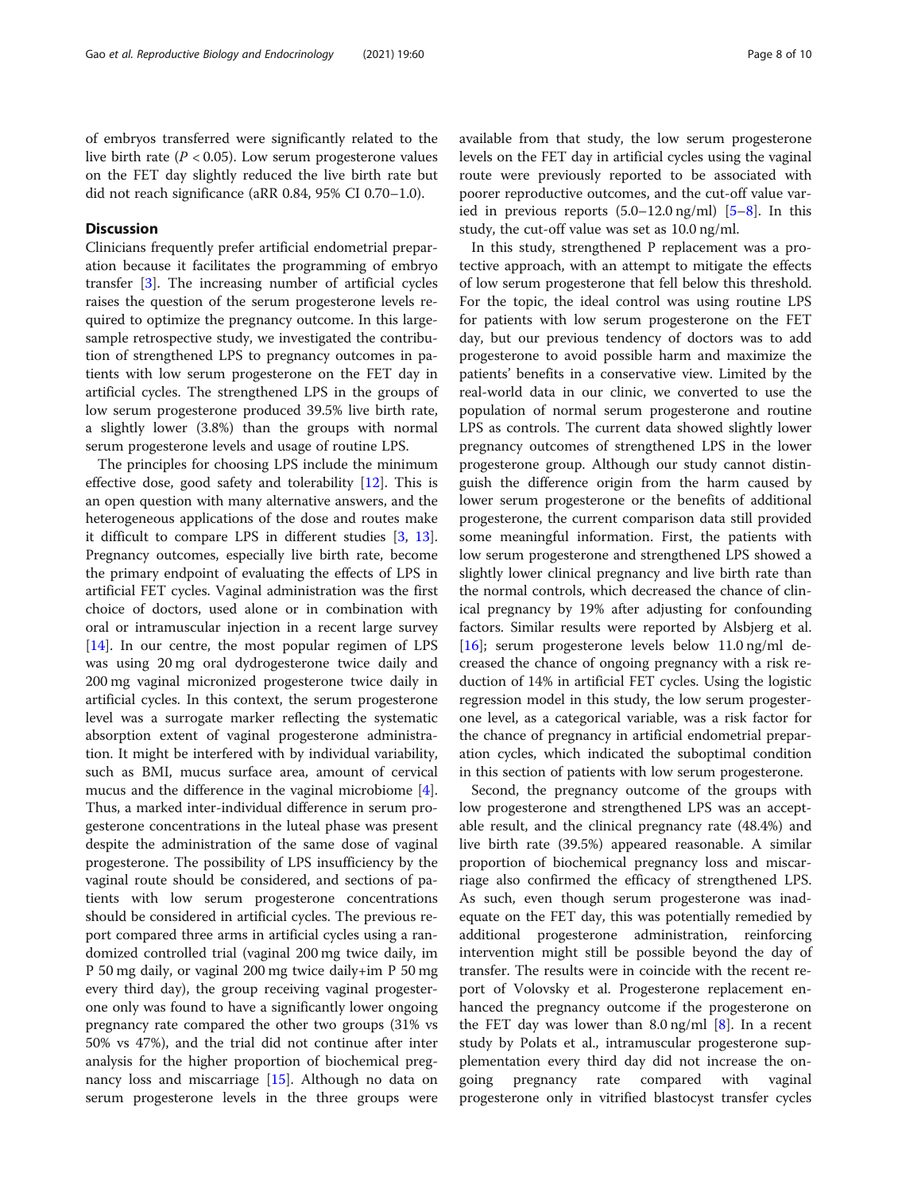of embryos transferred were significantly related to the live birth rate ($P < 0.05$). Low serum progesterone values on the FET day slightly reduced the live birth rate but did not reach significance (aRR 0.84, 95% CI 0.70–1.0).

## Discussion

Clinicians frequently prefer artificial endometrial preparation because it facilitates the programming of embryo transfer [3]. The increasing number of artificial cycles raises the question of the serum progesterone levels required to optimize the pregnancy outcome. In this large-sample retrospective study, we investigated the contribution of strengthened LPS to pregnancy outcomes in patients with low serum progesterone on the FET day in artificial cycles. The strengthened LPS in the groups of low serum progesterone produced 39.5% live birth rate, a slightly lower (3.8%) than the groups with normal serum progesterone levels and usage of routine LPS.

The principles for choosing LPS include the minimum effective dose, good safety and tolerability [12]. This is an open question with many alternative answers, and the heterogeneous applications of the dose and routes make it difficult to compare LPS in different studies [3, 13]. Pregnancy outcomes, especially live birth rate, become the primary endpoint of evaluating the effects of LPS in artificial FET cycles. Vaginal administration was the first choice of doctors, used alone or in combination with oral or intramuscular injection in a recent large survey [14]. In our centre, the most popular regimen of LPS was using 20 mg oral dydrogesterone twice daily and 200 mg vaginal micronized progesterone twice daily in artificial cycles. In this context, the serum progesterone level was a surrogate marker reflecting the systematic absorption extent of vaginal progesterone administration. It might be interfered with by individual variability, such as BMI, mucus surface area, amount of cervical mucus and the difference in the vaginal microbiome [4]. Thus, a marked inter-individual difference in serum progesterone concentrations in the luteal phase was present despite the administration of the same dose of vaginal progesterone. The possibility of LPS insufficiency by the vaginal route should be considered, and sections of patients with low serum progesterone concentrations should be considered in artificial cycles. The previous report compared three arms in artificial cycles using a randomized controlled trial (vaginal 200 mg twice daily, im P 50 mg daily, or vaginal 200 mg twice daily+im P 50 mg every third day), the group receiving vaginal progesterone only was found to have a significantly lower ongoing pregnancy rate compared the other two groups (31% vs 50% vs 47%), and the trial did not continue after inter analysis for the higher proportion of biochemical pregnancy loss and miscarriage [15]. Although no data on serum progesterone levels in the three groups were available from that study, the low serum progesterone levels on the FET day in artificial cycles using the vaginal route were previously reported to be associated with poorer reproductive outcomes, and the cut-off value varied in previous reports (5.0–12.0 ng/ml) [5–8]. In this study, the cut-off value was set as 10.0 ng/ml.

In this study, strengthened P replacement was a protective approach, with an attempt to mitigate the effects of low serum progesterone that fell below this threshold. For the topic, the ideal control was using routine LPS for patients with low serum progesterone on the FET day, but our previous tendency of doctors was to add progesterone to avoid possible harm and maximize the patients' benefits in a conservative view. Limited by the real-world data in our clinic, we converted to use the population of normal serum progesterone and routine LPS as controls. The current data showed slightly lower pregnancy outcomes of strengthened LPS in the lower progesterone group. Although our study cannot distinguish the difference origin from the harm caused by lower serum progesterone or the benefits of additional progesterone, the current comparison data still provided some meaningful information. First, the patients with low serum progesterone and strengthened LPS showed a slightly lower clinical pregnancy and live birth rate than the normal controls, which decreased the chance of clinical pregnancy by 19% after adjusting for confounding factors. Similar results were reported by Alsbjerg et al. [16]; serum progesterone levels below 11.0 ng/ml decreased the chance of ongoing pregnancy with a risk reduction of 14% in artificial FET cycles. Using the logistic regression model in this study, the low serum progesterone level, as a categorical variable, was a risk factor for the chance of pregnancy in artificial endometrial preparation cycles, which indicated the suboptimal condition in this section of patients with low serum progesterone.

Second, the pregnancy outcome of the groups with low progesterone and strengthened LPS was an acceptable result, and the clinical pregnancy rate (48.4%) and live birth rate (39.5%) appeared reasonable. A similar proportion of biochemical pregnancy loss and miscarriage also confirmed the efficacy of strengthened LPS. As such, even though serum progesterone was inadequate on the FET day, this was potentially remedied by additional progesterone administration, reinforcing intervention might still be possible beyond the day of transfer. The results were in coincide with the recent report of Volovsky et al. Progesterone replacement enhanced the pregnancy outcome if the progesterone on the FET day was lower than 8.0 ng/ml [8]. In a recent study by Polats et al., intramuscular progesterone supplementation every third day did not increase the ongoing pregnancy rate compared with vaginal progesterone only in vitrified blastocyst transfer cycles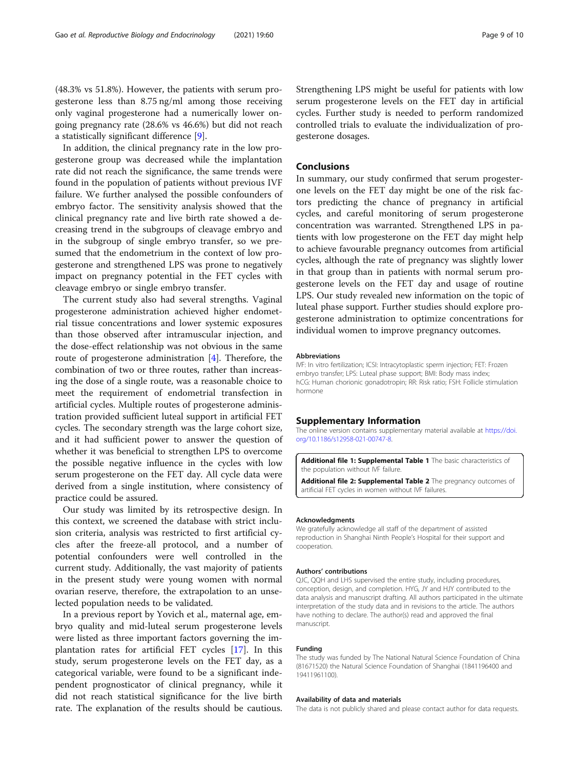(48.3% vs 51.8%). However, the patients with serum progesterone less than 8.75 ng/ml among those receiving only vaginal progesterone had a numerically lower ongoing pregnancy rate (28.6% vs 46.6%) but did not reach a statistically significant difference [9].

In addition, the clinical pregnancy rate in the low progesterone group was decreased while the implantation rate did not reach the significance, the same trends were found in the population of patients without previous IVF failure. We further analysed the possible confounders of embryo factor. The sensitivity analysis showed that the clinical pregnancy rate and live birth rate showed a decreasing trend in the subgroups of cleavage embryo and in the subgroup of single embryo transfer, so we presumed that the endometrium in the context of low progesterone and strengthened LPS was prone to negatively impact on pregnancy potential in the FET cycles with cleavage embryo or single embryo transfer.

The current study also had several strengths. Vaginal progesterone administration achieved higher endometrial tissue concentrations and lower systemic exposures than those observed after intramuscular injection, and the dose-effect relationship was not obvious in the same route of progesterone administration [4]. Therefore, the combination of two or three routes, rather than increasing the dose of a single route, was a reasonable choice to meet the requirement of endometrial transfection in artificial cycles. Multiple routes of progesterone administration provided sufficient luteal support in artificial FET cycles. The secondary strength was the large cohort size, and it had sufficient power to answer the question of whether it was beneficial to strengthen LPS to overcome the possible negative influence in the cycles with low serum progesterone on the FET day. All cycle data were derived from a single institution, where consistency of practice could be assured.

Our study was limited by its retrospective design. In this context, we screened the database with strict inclusion criteria, analysis was restricted to first artificial cycles after the freeze-all protocol, and a number of potential confounders were well controlled in the current study. Additionally, the vast majority of patients in the present study were young women with normal ovarian reserve, therefore, the extrapolation to an unselected population needs to be validated.

In a previous report by Yovich et al., maternal age, embryo quality and mid-luteal serum progesterone levels were listed as three important factors governing the implantation rates for artificial FET cycles [17]. In this study, serum progesterone levels on the FET day, as a categorical variable, were found to be a significant independent prognosticator of clinical pregnancy, while it did not reach statistical significance for the live birth rate. The explanation of the results should be cautious. Strengthening LPS might be useful for patients with low serum progesterone levels on the FET day in artificial cycles. Further study is needed to perform randomized controlled trials to evaluate the individualization of progesterone dosages.

## Conclusions

In summary, our study confirmed that serum progesterone levels on the FET day might be one of the risk factors predicting the chance of pregnancy in artificial cycles, and careful monitoring of serum progesterone concentration was warranted. Strengthened LPS in patients with low progesterone on the FET day might help to achieve favourable pregnancy outcomes from artificial cycles, although the rate of pregnancy was slightly lower in that group than in patients with normal serum progesterone levels on the FET day and usage of routine LPS. Our study revealed new information on the topic of luteal phase support. Further studies should explore progesterone administration to optimize concentrations for individual women to improve pregnancy outcomes.

#### Abbreviations

IVF: In vitro fertilization; ICSI: Intracytoplastic sperm injection; FET: Frozen embryo transfer; LPS: Luteal phase support; BMI: Body mass index; hCG: Human chorionic gonadotropin; RR: Risk ratio; FSH: Follicle stimulation hormone

## Supplementary Information

The online version contains supplementary material available at https://doi.org/10.1186/s12958-021-00747-8.

**Additional file 1: Supplemental Table 1** The basic characteristics of the population without IVF failure.

**Additional file 2: Supplemental Table 2** The pregnancy outcomes of artificial FET cycles in women without IVF failures.

#### Acknowledgments

We gratefully acknowledge all staff of the department of assisted reproduction in Shanghai Ninth People's Hospital for their support and cooperation.

#### Authors' contributions

QJC, QQH and LHS supervised the entire study, including procedures, conception, design, and completion. HYG, JY and HJY contributed to the data analysis and manuscript drafting. All authors participated in the ultimate interpretation of the study data and in revisions to the article. The authors have nothing to declare. The author(s) read and approved the final manuscript.

#### Funding

The study was funded by The National Natural Science Foundation of China (81671520) the Natural Science Foundation of Shanghai (1841196400 and 19411961100).

#### Availability of data and materials

The data is not publicly shared and please contact author for data requests.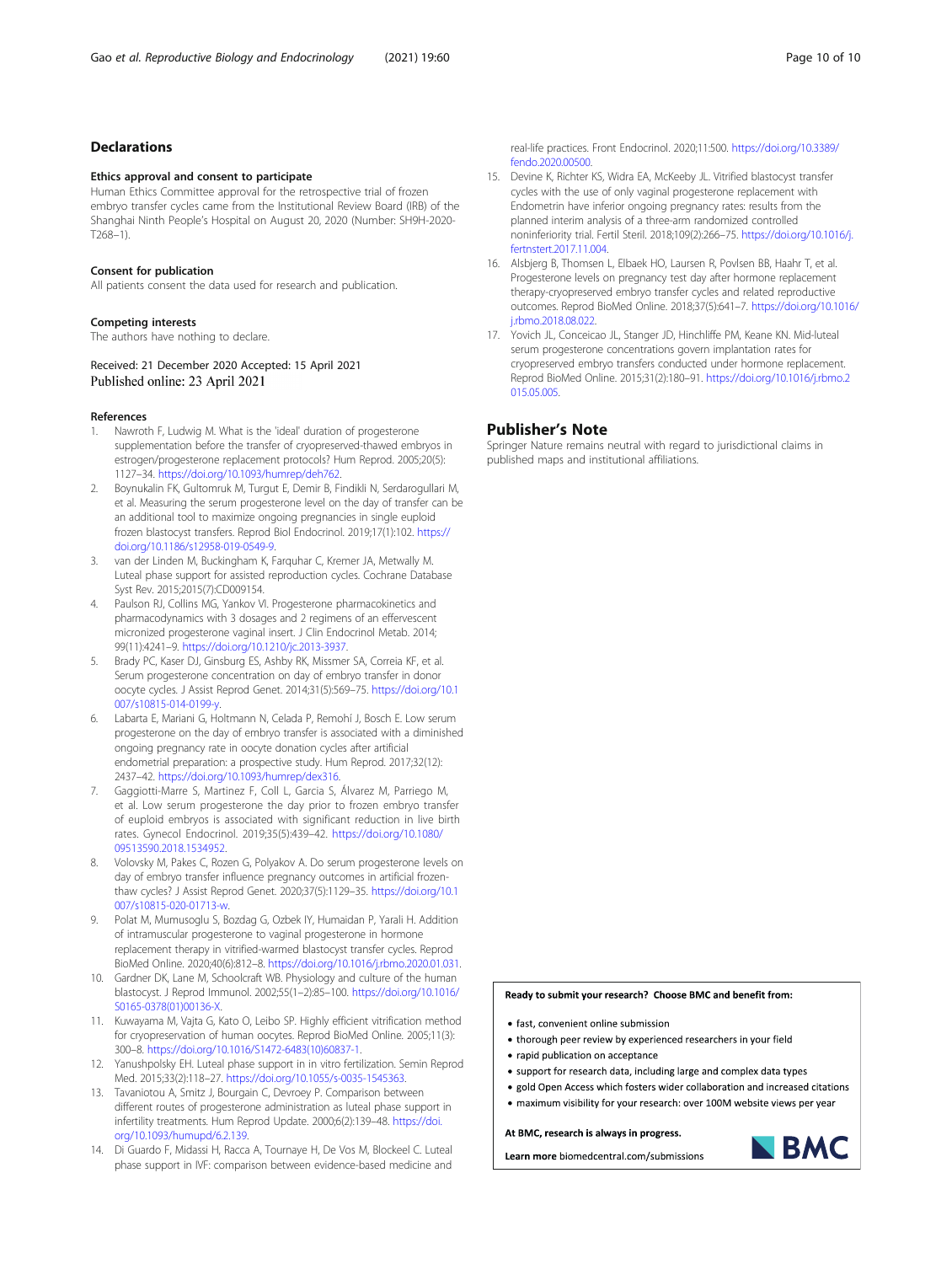## Declarations

### Ethics approval and consent to participate

Human Ethics Committee approval for the retrospective trial of frozen embryo transfer cycles came from the Institutional Review Board (IRB) of the Shanghai Ninth People's Hospital on August 20, 2020 (Number: SH9H-2020-T268–1).

### Consent for publication

All patients consent the data used for research and publication.

### Competing interests

The authors have nothing to declare.

Received: 21 December 2020 Accepted: 15 April 2021
Published online: 23 April 2021

### References

1. Nawroth F, Ludwig M. What is the 'ideal' duration of progesterone supplementation before the transfer of cryopreserved-thawed embryos in estrogen/progesterone replacement protocols? Hum Reprod. 2005;20(5): 1127–34. https://doi.org/10.1093/humrep/deh762.
2. Boynukalin FK, Gultomruk M, Turgut E, Demir B, Findikli N, Serdarogullari M, et al. Measuring the serum progesterone level on the day of transfer can be an additional tool to maximize ongoing pregnancies in single euploid frozen blastocyst transfers. Reprod Biol Endocrinol. 2019;17(1):102. https://doi.org/10.1186/s12958-019-0549-9.
3. van der Linden M, Buckingham K, Farquhar C, Kremer JA, Metwally M. Luteal phase support for assisted reproduction cycles. Cochrane Database Syst Rev. 2015;2015(7):CD009154.
4. Paulson RJ, Collins MG, Yankov VI. Progesterone pharmacokinetics and pharmacodynamics with 3 dosages and 2 regimens of an effervescent micronized progesterone vaginal insert. J Clin Endocrinol Metab. 2014; 99(11):4241–9. https://doi.org/10.1210/jc.2013-3937.
5. Brady PC, Kaser DJ, Ginsburg ES, Ashby RK, Missmer SA, Correia KF, et al. Serum progesterone concentration on day of embryo transfer in donor oocyte cycles. J Assist Reprod Genet. 2014;31(5):569–75. https://doi.org/10.1007/s10815-014-0199-y.
6. Labarta E, Mariani G, Holtmann N, Celada P, Remohí J, Bosch E. Low serum progesterone on the day of embryo transfer is associated with a diminished ongoing pregnancy rate in oocyte donation cycles after artificial endometrial preparation: a prospective study. Hum Reprod. 2017;32(12): 2437–42. https://doi.org/10.1093/humrep/dex316.
7. Gaggiotti-Marre S, Martinez F, Coll L, Garcia S, Álvarez M, Parriego M, et al. Low serum progesterone the day prior to frozen embryo transfer of euploid embryos is associated with significant reduction in live birth rates. Gynecol Endocrinol. 2019;35(5):439–42. https://doi.org/10.1080/09513590.2018.1534952.
8. Volovsky M, Pakes C, Rozen G, Polyakov A. Do serum progesterone levels on day of embryo transfer influence pregnancy outcomes in artificial frozen-thaw cycles? J Assist Reprod Genet. 2020;37(5):1129–35. https://doi.org/10.1007/s10815-020-01713-w.
9. Polat M, Mumusoglu S, Bozdag G, Ozbek IY, Humaidan P, Yarali H. Addition of intramuscular progesterone to vaginal progesterone in hormone replacement therapy in vitrified-warmed blastocyst transfer cycles. Reprod BioMed Online. 2020;40(6):812–8. https://doi.org/10.1016/j.rbmo.2020.01.031.
10. Gardner DK, Lane M, Schoolcraft WB. Physiology and culture of the human blastocyst. J Reprod Immunol. 2002;55(1–2):85–100. https://doi.org/10.1016/S0165-0378(01)00136-X.
11. Kuwayama M, Vajta G, Kato O, Leibo SP. Highly efficient vitrification method for cryopreservation of human oocytes. Reprod BioMed Online. 2005;11(3): 300–8. https://doi.org/10.1016/S1472-6483(10)60837-1.
12. Yanushpolsky EH. Luteal phase support in in vitro fertilization. Semin Reprod Med. 2015;33(2):118–27. https://doi.org/10.1055/s-0035-1545363.
13. Tavaniotou A, Smitz J, Bourgain C, Devroey P. Comparison between different routes of progesterone administration as luteal phase support in infertility treatments. Hum Reprod Update. 2000;6(2):139–48. https://doi.org/10.1093/humupd/6.2.139.
14. Di Guardo F, Midassi H, Racca A, Tournaye H, De Vos M, Blockeel C. Luteal phase support in IVF: comparison between evidence-based medicine and real-life practices. Front Endocrinol. 2020;11:500. https://doi.org/10.3389/fendo.2020.00500.
15. Devine K, Richter KS, Widra EA, McKeeby JL. Vitrified blastocyst transfer cycles with the use of only vaginal progesterone replacement with Endometrin have inferior ongoing pregnancy rates: results from the planned interim analysis of a three-arm randomized controlled noninferiority trial. Fertil Steril. 2018;109(2):266–75. https://doi.org/10.1016/j.fertnstert.2017.11.004.
16. Alsbjerg B, Thomsen L, Elbaek HO, Laursen R, Povlsen BB, Haahr T, et al. Progesterone levels on pregnancy test day after hormone replacement therapy-cryopreserved embryo transfer cycles and related reproductive outcomes. Reprod BioMed Online. 2018;37(5):641–7. https://doi.org/10.1016/j.rbmo.2018.08.022.
17. Yovich JL, Conceicao JL, Stanger JD, Hinchliffe PM, Keane KN. Mid-luteal serum progesterone concentrations govern implantation rates for cryopreserved embryo transfers conducted under hormone replacement. Reprod BioMed Online. 2015;31(2):180–91. https://doi.org/10.1016/j.rbmo.2015.05.005.

## Publisher's Note

Springer Nature remains neutral with regard to jurisdictional claims in published maps and institutional affiliations.

**Ready to submit your research? Choose BMC and benefit from:**

- fast, convenient online submission
- thorough peer review by experienced researchers in your field
- rapid publication on acceptance
- support for research data, including large and complex data types
- gold Open Access which fosters wider collaboration and increased citations
- maximum visibility for your research: over 100M website views per year

**At BMC, research is always in progress.**

**Learn more** biomedcentral.com/submissions